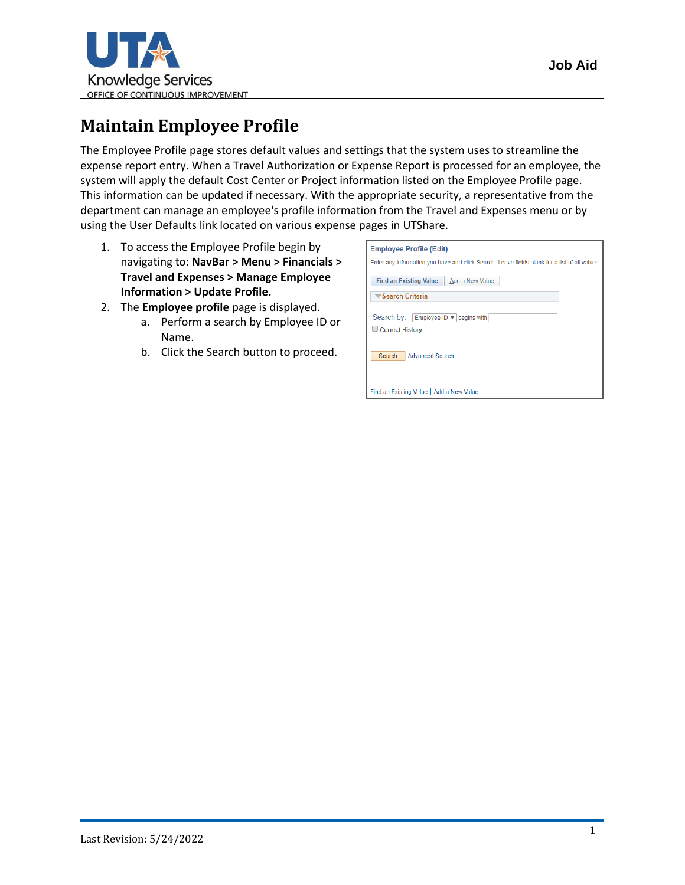# Maintain Employee Profile

The Employee Profile page stores default values and settings that the system uses to streamline the expense report entry. When a Travel Authorization or Expense Report is processed for an employee, the system will apply the default Cost Center or Project information listed on the Employee Profile page. This information can be updated if necessary. With the appropriate security, a representative from the department can manage an employee's profile information from the Travel and Expenses menu or by using the User Defaults link located on various expense pages in UTShare.

1. To access the Employee Profile begin by navigating to: **NavBar > Menu > Financials > Travel and Expenses > Manage Employee Information > Update Profile.**
2. The **Employee profile** page is displayed.
   a. Perform a search by Employee ID or Name.
   b. Click the Search button to proceed.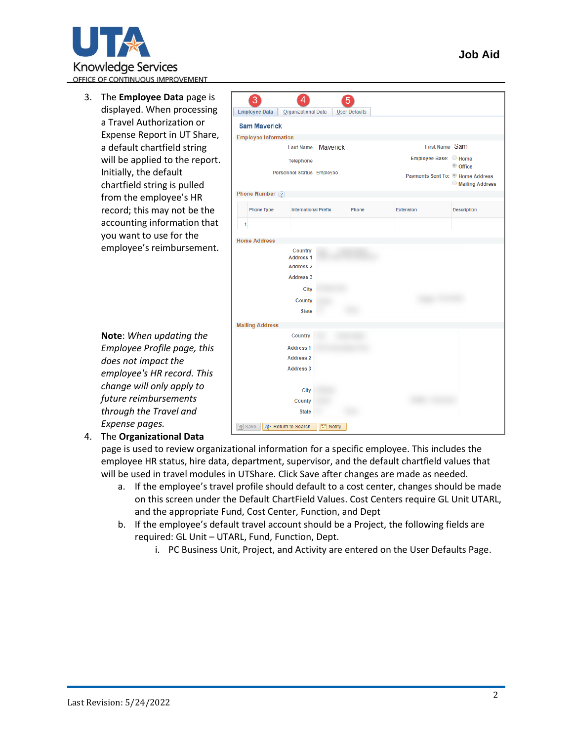3. The **Employee Data** page is displayed. When processing a Travel Authorization or Expense Report in UT Share, a default chartfield string will be applied to the report. Initially, the default chartfield string is pulled from the employee's HR record; this may not be the accounting information that you want to use for the employee's reimbursement.

   **Note**: *When updating the Employee Profile page, this does not impact the employee's HR record. This change will only apply to future reimbursements through the Travel and Expense pages.*

4. The **Organizational Data** page is used to review organizational information for a specific employee. This includes the employee HR status, hire data, department, supervisor, and the default chartfield values that will be used in travel modules in UTShare. Click Save after changes are made as needed.
   a. If the employee's travel profile should default to a cost center, changes should be made on this screen under the Default ChartField Values. Cost Centers require GL Unit UTARL, and the appropriate Fund, Cost Center, Function, and Dept
   b. If the employee's default travel account should be a Project, the following fields are required: GL Unit – UTARL, Fund, Function, Dept.
      i. PC Business Unit, Project, and Activity are entered on the User Defaults Page.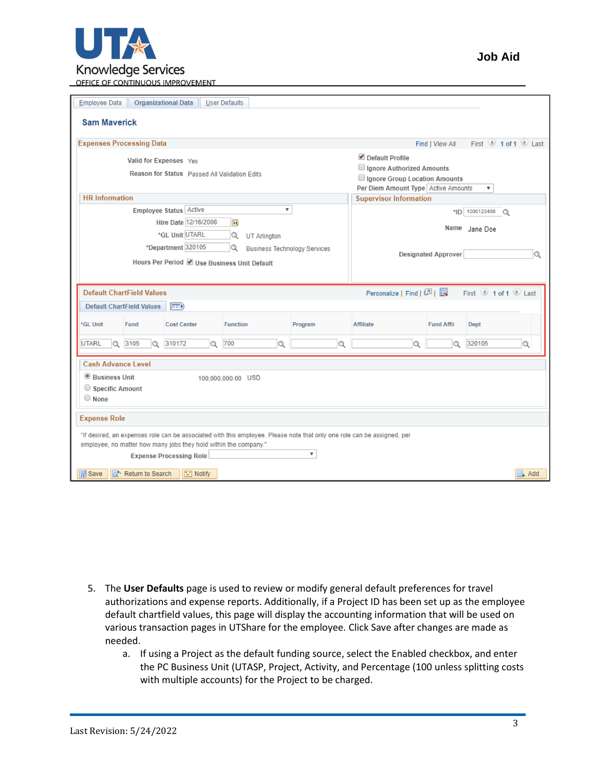Employee Data | Organizational Data | User Defaults

**Sam Maverick**

**Expenses Processing Data**

Valid for Expenses: Yes

Reason for Status: Passed All Validation Edits

- [x] Default Profile
- [ ] Ignore Authorized Amounts
- [ ] Ignore Group Location Amounts

Per Diem Amount Type: Active Amounts

**HR Information**

Employee Status: Active

Hire Date: 12/16/2008

*GL Unit: UTARL — UT Arlington

*Department: 320105 — Business Technology Services

Hours Per Period: [x] Use Business Unit Default

**Supervisor Information**

*ID: 1000123456

Name: Jane Doe

Designated Approver:

**Default ChartField Values**

| *GL Unit | Fund | Cost Center | Function | Program | Affiliate | Fund Affil | Dept |
|---|---|---|---|---|---|---|---|
| UTARL | 3105 | 310172 | 700 | | | | 320105 |

**Cash Advance Level**

- (•) Business Unit — 100,000,000.00 USD
- ( ) Specific Amount
- ( ) None

**Expense Role**

"If desired, an expenses role can be associated with this employee. Please note that only one role can be assigned, per employee, no matter how many jobs they hold within the company."

Expense Processing Role:

Save | Return to Search | Notify | Add

5. The **User Defaults** page is used to review or modify general default preferences for travel authorizations and expense reports. Additionally, if a Project ID has been set up as the employee default chartfield values, this page will display the accounting information that will be used on various transaction pages in UTShare for the employee. Click Save after changes are made as needed.
    a. If using a Project as the default funding source, select the Enabled checkbox, and enter the PC Business Unit (UTASP, Project, Activity, and Percentage (100 unless splitting costs with multiple accounts) for the Project to be charged.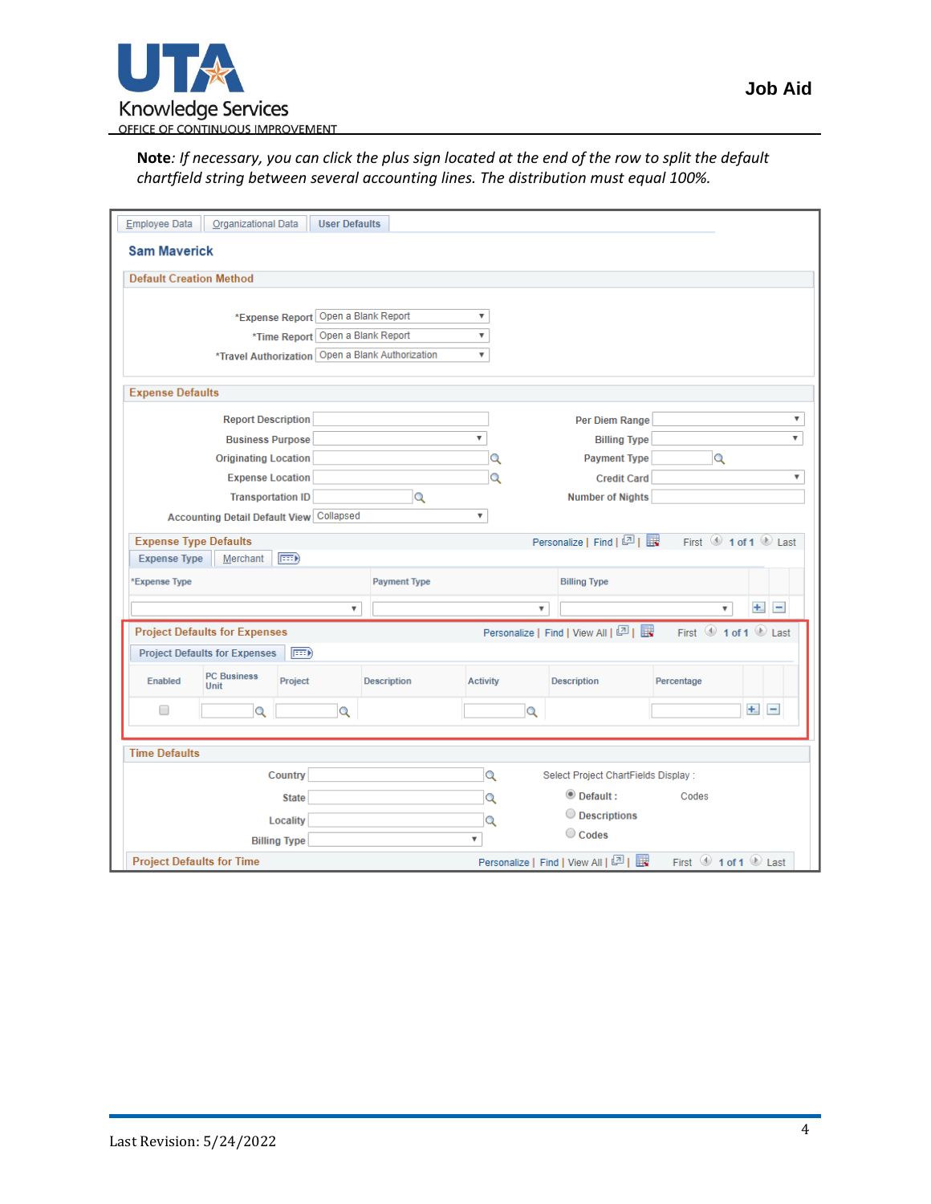**Note**: *If necessary, you can click the plus sign located at the end of the row to split the default chartfield string between several accounting lines. The distribution must equal 100%.*

Employee Data | Organizational Data | User Defaults

Sam Maverick

**Default Creation Method**

*Expense Report: Open a Blank Report

*Time Report: Open a Blank Report

*Travel Authorization: Open a Blank Authorization

**Expense Defaults**

Report Description

Business Purpose

Originating Location

Expense Location

Transportation ID

Accounting Detail Default View: Collapsed

Per Diem Range

Billing Type

Payment Type

Credit Card

Number of Nights

**Expense Type Defaults** — Personalize | Find | First 1 of 1 Last

Expense Type | Merchant

| *Expense Type | Payment Type | Billing Type |
| --- | --- | --- |
| | | |

**Project Defaults for Expenses** — Personalize | Find | View All | First 1 of 1 Last

Project Defaults for Expenses

| Enabled | PC Business Unit | Project | Description | Activity | Description | Percentage |
| --- | --- | --- | --- | --- | --- | --- |
| | | | | | | |

**Time Defaults**

Country

State

Locality

Billing Type

Select Project ChartFields Display :

- Default : Codes
- Descriptions
- Codes

**Project Defaults for Time** — Personalize | Find | View All | First 1 of 1 Last

Last Revision: 5/24/2022